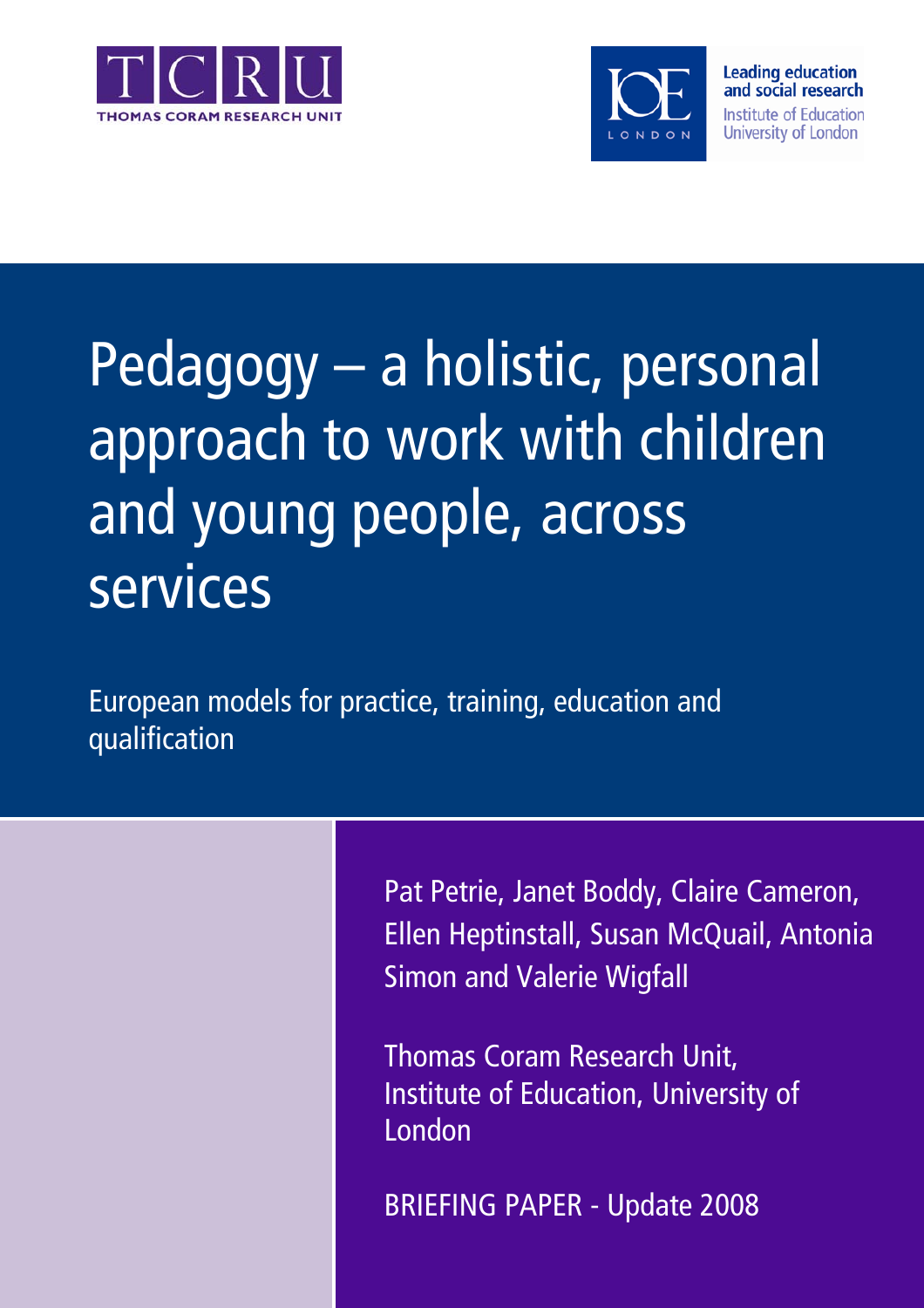THOMAS CORAM RESEARCH UNIT

Leading education and social research
Institute of Education
University of London

# Pedagogy – a holistic, personal approach to work with children and young people, across services

European models for practice, training, education and qualification

Pat Petrie, Janet Boddy, Claire Cameron, Ellen Heptinstall, Susan McQuail, Antonia Simon and Valerie Wigfall

Thomas Coram Research Unit, Institute of Education, University of London

BRIEFING PAPER - Update 2008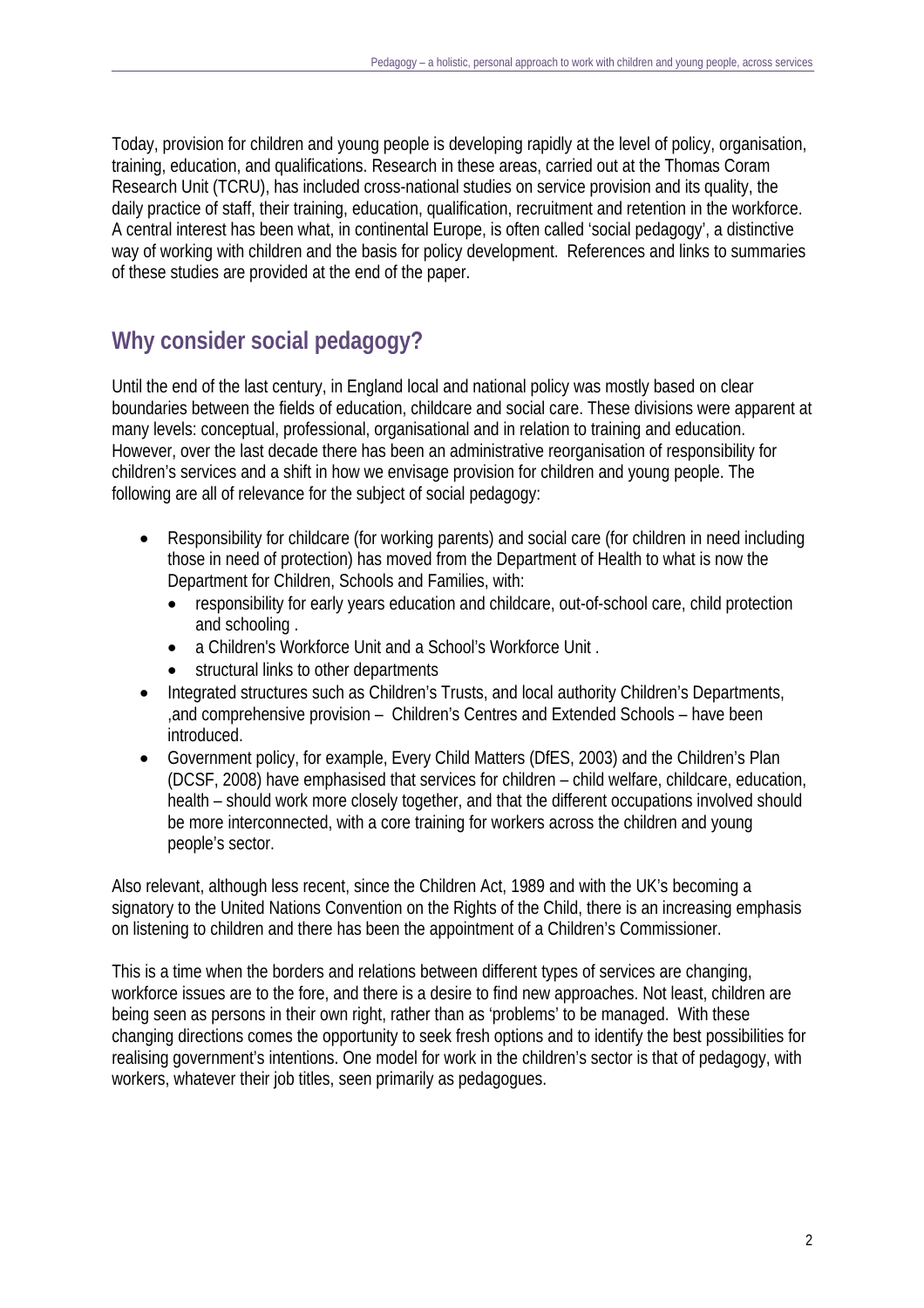Today, provision for children and young people is developing rapidly at the level of policy, organisation, training, education, and qualifications. Research in these areas, carried out at the Thomas Coram Research Unit (TCRU), has included cross-national studies on service provision and its quality, the daily practice of staff, their training, education, qualification, recruitment and retention in the workforce. A central interest has been what, in continental Europe, is often called 'social pedagogy', a distinctive way of working with children and the basis for policy development. References and links to summaries of these studies are provided at the end of the paper.

## Why consider social pedagogy?

Until the end of the last century, in England local and national policy was mostly based on clear boundaries between the fields of education, childcare and social care. These divisions were apparent at many levels: conceptual, professional, organisational and in relation to training and education. However, over the last decade there has been an administrative reorganisation of responsibility for children's services and a shift in how we envisage provision for children and young people. The following are all of relevance for the subject of social pedagogy:

- Responsibility for childcare (for working parents) and social care (for children in need including those in need of protection) has moved from the Department of Health to what is now the Department for Children, Schools and Families, with:
  - responsibility for early years education and childcare, out-of-school care, child protection and schooling .
  - a Children's Workforce Unit and a School's Workforce Unit .
  - structural links to other departments
- Integrated structures such as Children's Trusts, and local authority Children's Departments, ,and comprehensive provision – Children's Centres and Extended Schools – have been introduced.
- Government policy, for example, Every Child Matters (DfES, 2003) and the Children's Plan (DCSF, 2008) have emphasised that services for children – child welfare, childcare, education, health – should work more closely together, and that the different occupations involved should be more interconnected, with a core training for workers across the children and young people's sector.

Also relevant, although less recent, since the Children Act, 1989 and with the UK's becoming a signatory to the United Nations Convention on the Rights of the Child, there is an increasing emphasis on listening to children and there has been the appointment of a Children's Commissioner.

This is a time when the borders and relations between different types of services are changing, workforce issues are to the fore, and there is a desire to find new approaches. Not least, children are being seen as persons in their own right, rather than as 'problems' to be managed. With these changing directions comes the opportunity to seek fresh options and to identify the best possibilities for realising government's intentions. One model for work in the children's sector is that of pedagogy, with workers, whatever their job titles, seen primarily as pedagogues.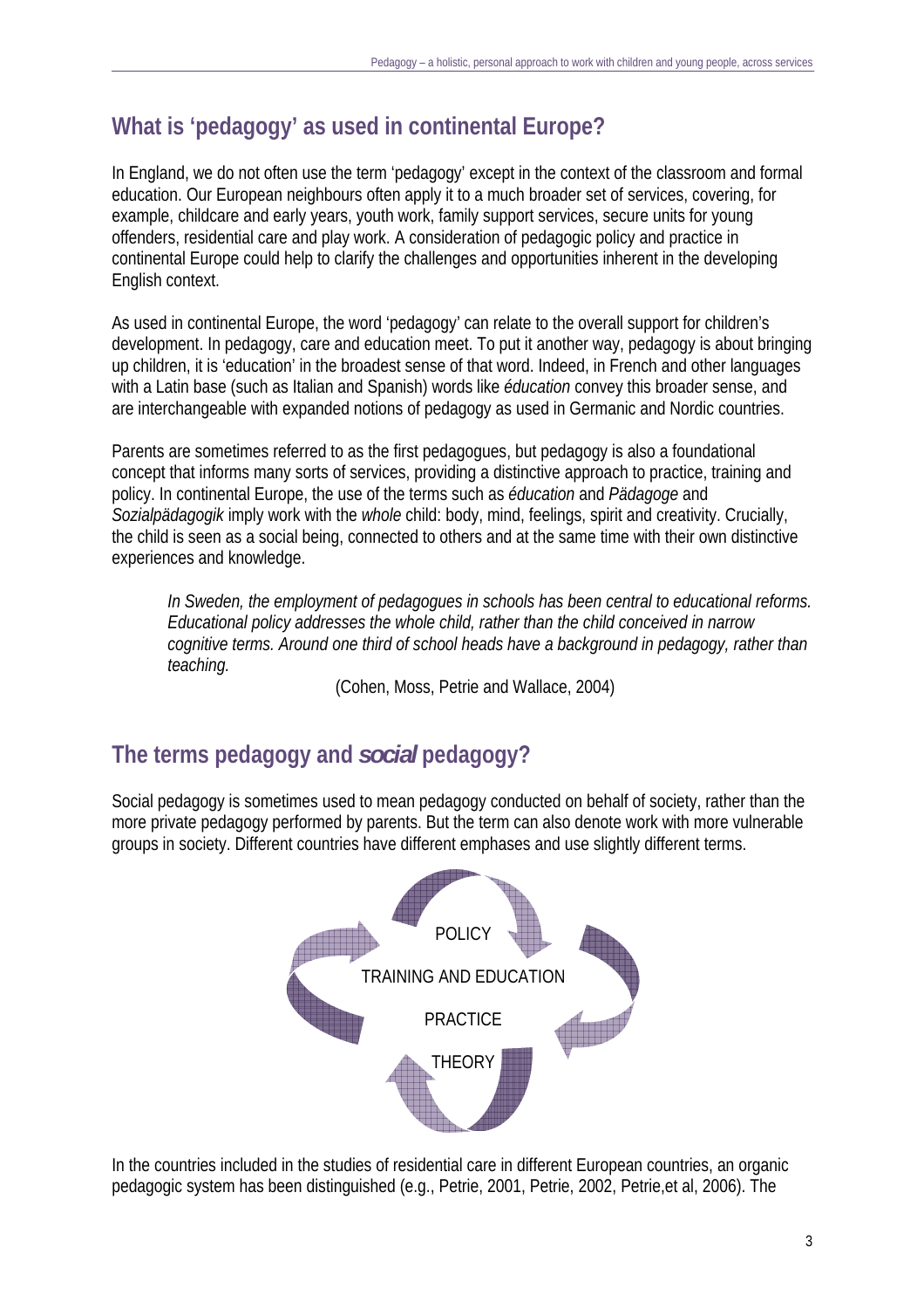## What is 'pedagogy' as used in continental Europe?

In England, we do not often use the term 'pedagogy' except in the context of the classroom and formal education. Our European neighbours often apply it to a much broader set of services, covering, for example, childcare and early years, youth work, family support services, secure units for young offenders, residential care and play work. A consideration of pedagogic policy and practice in continental Europe could help to clarify the challenges and opportunities inherent in the developing English context.

As used in continental Europe, the word 'pedagogy' can relate to the overall support for children's development. In pedagogy, care and education meet. To put it another way, pedagogy is about bringing up children, it is 'education' in the broadest sense of that word. Indeed, in French and other languages with a Latin base (such as Italian and Spanish) words like *éducation* convey this broader sense, and are interchangeable with expanded notions of pedagogy as used in Germanic and Nordic countries.

Parents are sometimes referred to as the first pedagogues, but pedagogy is also a foundational concept that informs many sorts of services, providing a distinctive approach to practice, training and policy. In continental Europe, the use of the terms such as *éducation* and *Pädagoge* and *Sozialpädagogik* imply work with the *whole* child: body, mind, feelings, spirit and creativity. Crucially, the child is seen as a social being, connected to others and at the same time with their own distinctive experiences and knowledge.

> *In Sweden, the employment of pedagogues in schools has been central to educational reforms. Educational policy addresses the whole child, rather than the child conceived in narrow cognitive terms. Around one third of school heads have a background in pedagogy, rather than teaching.*
>
> (Cohen, Moss, Petrie and Wallace, 2004)

## The terms pedagogy and *social* pedagogy?

Social pedagogy is sometimes used to mean pedagogy conducted on behalf of society, rather than the more private pedagogy performed by parents. But the term can also denote work with more vulnerable groups in society. Different countries have different emphases and use slightly different terms.

POLICY

TRAINING AND EDUCATION

PRACTICE

THEORY

In the countries included in the studies of residential care in different European countries, an organic pedagogic system has been distinguished (e.g., Petrie, 2001, Petrie, 2002, Petrie,et al, 2006). The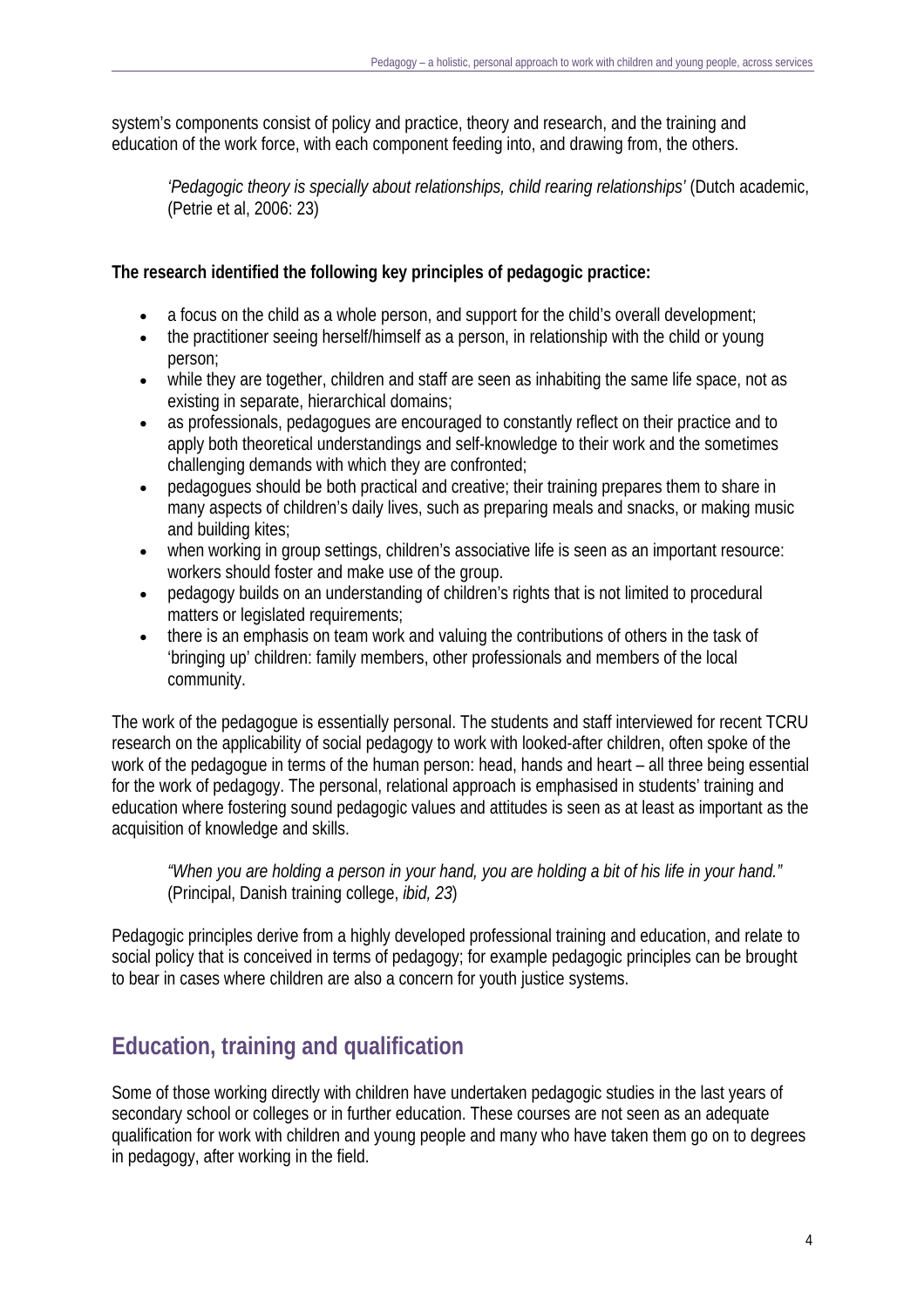system's components consist of policy and practice, theory and research, and the training and education of the work force, with each component feeding into, and drawing from, the others.

> *'Pedagogic theory is specially about relationships, child rearing relationships'* (Dutch academic, (Petrie et al, 2006: 23)

**The research identified the following key principles of pedagogic practice:**

- a focus on the child as a whole person, and support for the child's overall development;
- the practitioner seeing herself/himself as a person, in relationship with the child or young person;
- while they are together, children and staff are seen as inhabiting the same life space, not as existing in separate, hierarchical domains;
- as professionals, pedagogues are encouraged to constantly reflect on their practice and to apply both theoretical understandings and self-knowledge to their work and the sometimes challenging demands with which they are confronted;
- pedagogues should be both practical and creative; their training prepares them to share in many aspects of children's daily lives, such as preparing meals and snacks, or making music and building kites;
- when working in group settings, children's associative life is seen as an important resource: workers should foster and make use of the group.
- pedagogy builds on an understanding of children's rights that is not limited to procedural matters or legislated requirements;
- there is an emphasis on team work and valuing the contributions of others in the task of 'bringing up' children: family members, other professionals and members of the local community.

The work of the pedagogue is essentially personal. The students and staff interviewed for recent TCRU research on the applicability of social pedagogy to work with looked-after children, often spoke of the work of the pedagogue in terms of the human person: head, hands and heart – all three being essential for the work of pedagogy. The personal, relational approach is emphasised in students' training and education where fostering sound pedagogic values and attitudes is seen as at least as important as the acquisition of knowledge and skills.

> *"When you are holding a person in your hand, you are holding a bit of his life in your hand."* (Principal, Danish training college, *ibid, 23*)

Pedagogic principles derive from a highly developed professional training and education, and relate to social policy that is conceived in terms of pedagogy; for example pedagogic principles can be brought to bear in cases where children are also a concern for youth justice systems.

## Education, training and qualification

Some of those working directly with children have undertaken pedagogic studies in the last years of secondary school or colleges or in further education. These courses are not seen as an adequate qualification for work with children and young people and many who have taken them go on to degrees in pedagogy, after working in the field.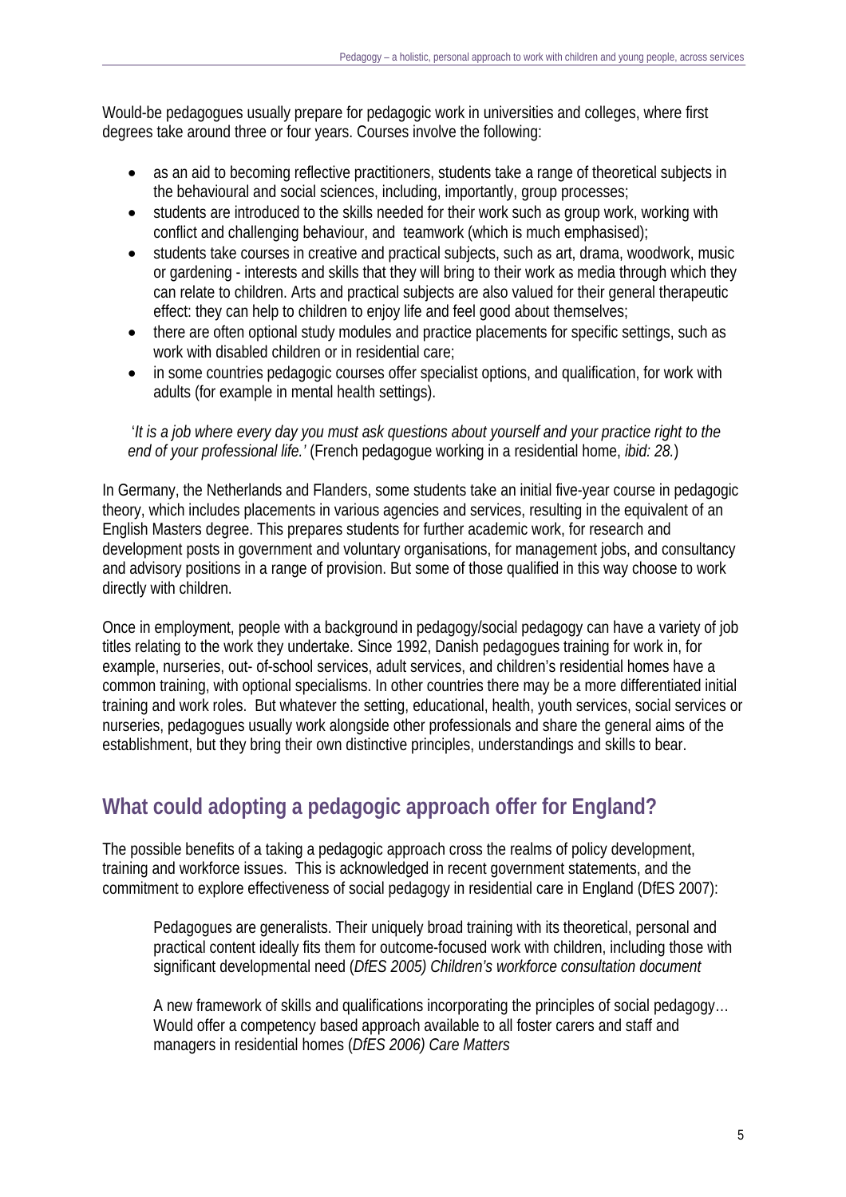Would-be pedagogues usually prepare for pedagogic work in universities and colleges, where first degrees take around three or four years. Courses involve the following:

- as an aid to becoming reflective practitioners, students take a range of theoretical subjects in the behavioural and social sciences, including, importantly, group processes;
- students are introduced to the skills needed for their work such as group work, working with conflict and challenging behaviour, and teamwork (which is much emphasised);
- students take courses in creative and practical subjects, such as art, drama, woodwork, music or gardening - interests and skills that they will bring to their work as media through which they can relate to children. Arts and practical subjects are also valued for their general therapeutic effect: they can help to children to enjoy life and feel good about themselves;
- there are often optional study modules and practice placements for specific settings, such as work with disabled children or in residential care;
- in some countries pedagogic courses offer specialist options, and qualification, for work with adults (for example in mental health settings).

> '*It is a job where every day you must ask questions about yourself and your practice right to the end of your professional life.'* (French pedagogue working in a residential home, *ibid: 28.*)

In Germany, the Netherlands and Flanders, some students take an initial five-year course in pedagogic theory, which includes placements in various agencies and services, resulting in the equivalent of an English Masters degree. This prepares students for further academic work, for research and development posts in government and voluntary organisations, for management jobs, and consultancy and advisory positions in a range of provision. But some of those qualified in this way choose to work directly with children.

Once in employment, people with a background in pedagogy/social pedagogy can have a variety of job titles relating to the work they undertake. Since 1992, Danish pedagogues training for work in, for example, nurseries, out- of-school services, adult services, and children's residential homes have a common training, with optional specialisms. In other countries there may be a more differentiated initial training and work roles. But whatever the setting, educational, health, youth services, social services or nurseries, pedagogues usually work alongside other professionals and share the general aims of the establishment, but they bring their own distinctive principles, understandings and skills to bear.

## What could adopting a pedagogic approach offer for England?

The possible benefits of a taking a pedagogic approach cross the realms of policy development, training and workforce issues. This is acknowledged in recent government statements, and the commitment to explore effectiveness of social pedagogy in residential care in England (DfES 2007):

> Pedagogues are generalists. Their uniquely broad training with its theoretical, personal and practical content ideally fits them for outcome-focused work with children, including those with significant developmental need (*DfES 2005) Children's workforce consultation document*

> A new framework of skills and qualifications incorporating the principles of social pedagogy… Would offer a competency based approach available to all foster carers and staff and managers in residential homes (*DfES 2006) Care Matters*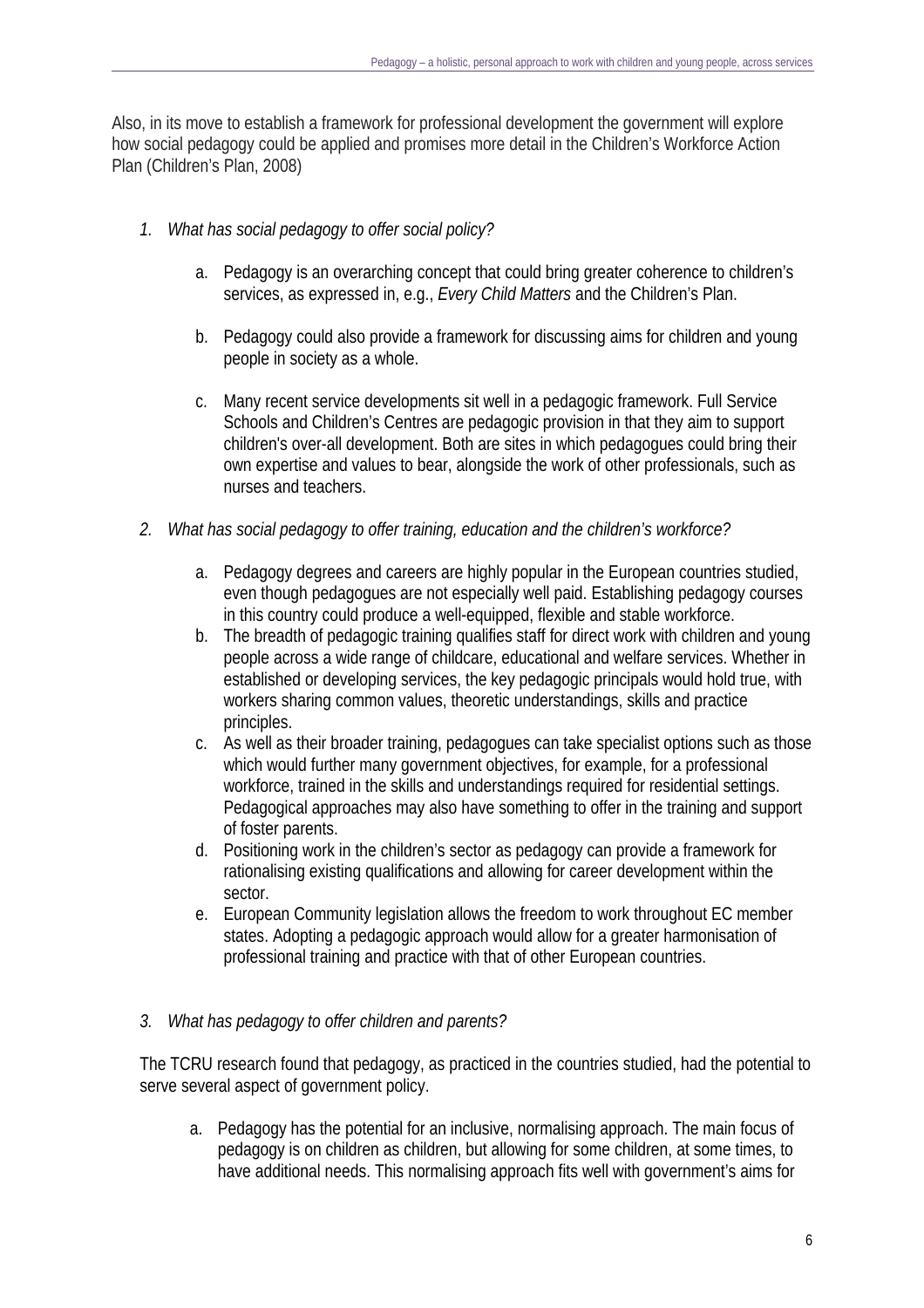Also, in its move to establish a framework for professional development the government will explore how social pedagogy could be applied and promises more detail in the Children's Workforce Action Plan (Children's Plan, 2008)

1. *What has social pedagogy to offer social policy?*

   a. Pedagogy is an overarching concept that could bring greater coherence to children's services, as expressed in, e.g., *Every Child Matters* and the Children's Plan.

   b. Pedagogy could also provide a framework for discussing aims for children and young people in society as a whole.

   c. Many recent service developments sit well in a pedagogic framework. Full Service Schools and Children's Centres are pedagogic provision in that they aim to support children's over-all development. Both are sites in which pedagogues could bring their own expertise and values to bear, alongside the work of other professionals, such as nurses and teachers.

2. *What has social pedagogy to offer training, education and the children's workforce?*

   a. Pedagogy degrees and careers are highly popular in the European countries studied, even though pedagogues are not especially well paid. Establishing pedagogy courses in this country could produce a well-equipped, flexible and stable workforce.
   b. The breadth of pedagogic training qualifies staff for direct work with children and young people across a wide range of childcare, educational and welfare services. Whether in established or developing services, the key pedagogic principals would hold true, with workers sharing common values, theoretic understandings, skills and practice principles.
   c. As well as their broader training, pedagogues can take specialist options such as those which would further many government objectives, for example, for a professional workforce, trained in the skills and understandings required for residential settings. Pedagogical approaches may also have something to offer in the training and support of foster parents.
   d. Positioning work in the children's sector as pedagogy can provide a framework for rationalising existing qualifications and allowing for career development within the sector.
   e. European Community legislation allows the freedom to work throughout EC member states. Adopting a pedagogic approach would allow for a greater harmonisation of professional training and practice with that of other European countries.

3. *What has pedagogy to offer children and parents?*

The TCRU research found that pedagogy, as practiced in the countries studied, had the potential to serve several aspect of government policy.

   a. Pedagogy has the potential for an inclusive, normalising approach. The main focus of pedagogy is on children as children, but allowing for some children, at some times, to have additional needs. This normalising approach fits well with government's aims for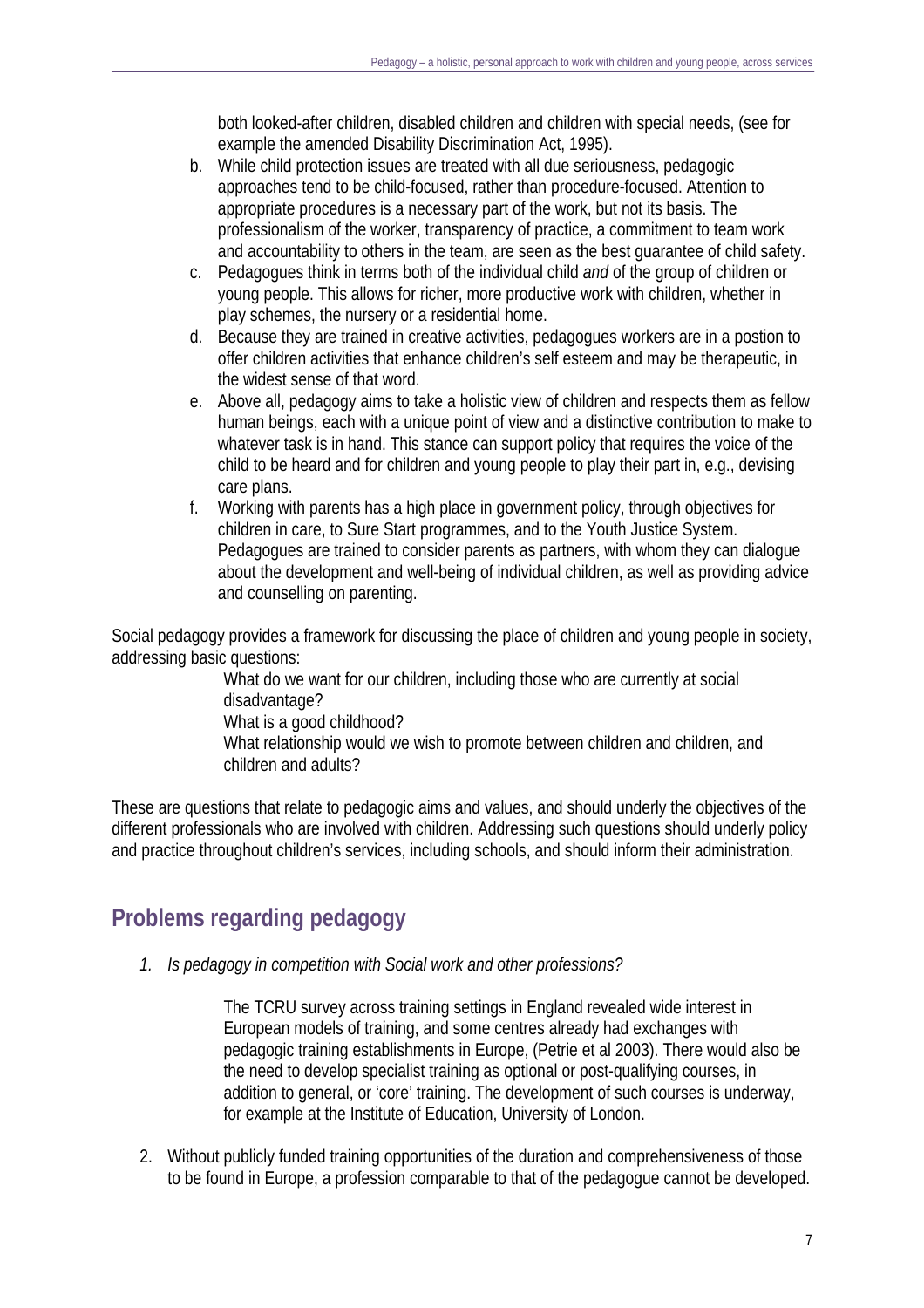both looked-after children, disabled children and children with special needs, (see for example the amended Disability Discrimination Act, 1995).

b. While child protection issues are treated with all due seriousness, pedagogic approaches tend to be child-focused, rather than procedure-focused. Attention to appropriate procedures is a necessary part of the work, but not its basis. The professionalism of the worker, transparency of practice, a commitment to team work and accountability to others in the team, are seen as the best guarantee of child safety.
c. Pedagogues think in terms both of the individual child *and* of the group of children or young people. This allows for richer, more productive work with children, whether in play schemes, the nursery or a residential home.
d. Because they are trained in creative activities, pedagogues workers are in a postion to offer children activities that enhance children's self esteem and may be therapeutic, in the widest sense of that word.
e. Above all, pedagogy aims to take a holistic view of children and respects them as fellow human beings, each with a unique point of view and a distinctive contribution to make to whatever task is in hand. This stance can support policy that requires the voice of the child to be heard and for children and young people to play their part in, e.g., devising care plans.
f. Working with parents has a high place in government policy, through objectives for children in care, to Sure Start programmes, and to the Youth Justice System. Pedagogues are trained to consider parents as partners, with whom they can dialogue about the development and well-being of individual children, as well as providing advice and counselling on parenting.

Social pedagogy provides a framework for discussing the place of children and young people in society, addressing basic questions:

What do we want for our children, including those who are currently at social disadvantage?
What is a good childhood?
What relationship would we wish to promote between children and children, and children and adults?

These are questions that relate to pedagogic aims and values, and should underly the objectives of the different professionals who are involved with children. Addressing such questions should underly policy and practice throughout children's services, including schools, and should inform their administration.

## Problems regarding pedagogy

1. *Is pedagogy in competition with Social work and other professions?*

   The TCRU survey across training settings in England revealed wide interest in European models of training, and some centres already had exchanges with pedagogic training establishments in Europe, (Petrie et al 2003). There would also be the need to develop specialist training as optional or post-qualifying courses, in addition to general, or 'core' training. The development of such courses is underway, for example at the Institute of Education, University of London.

2. Without publicly funded training opportunities of the duration and comprehensiveness of those to be found in Europe, a profession comparable to that of the pedagogue cannot be developed.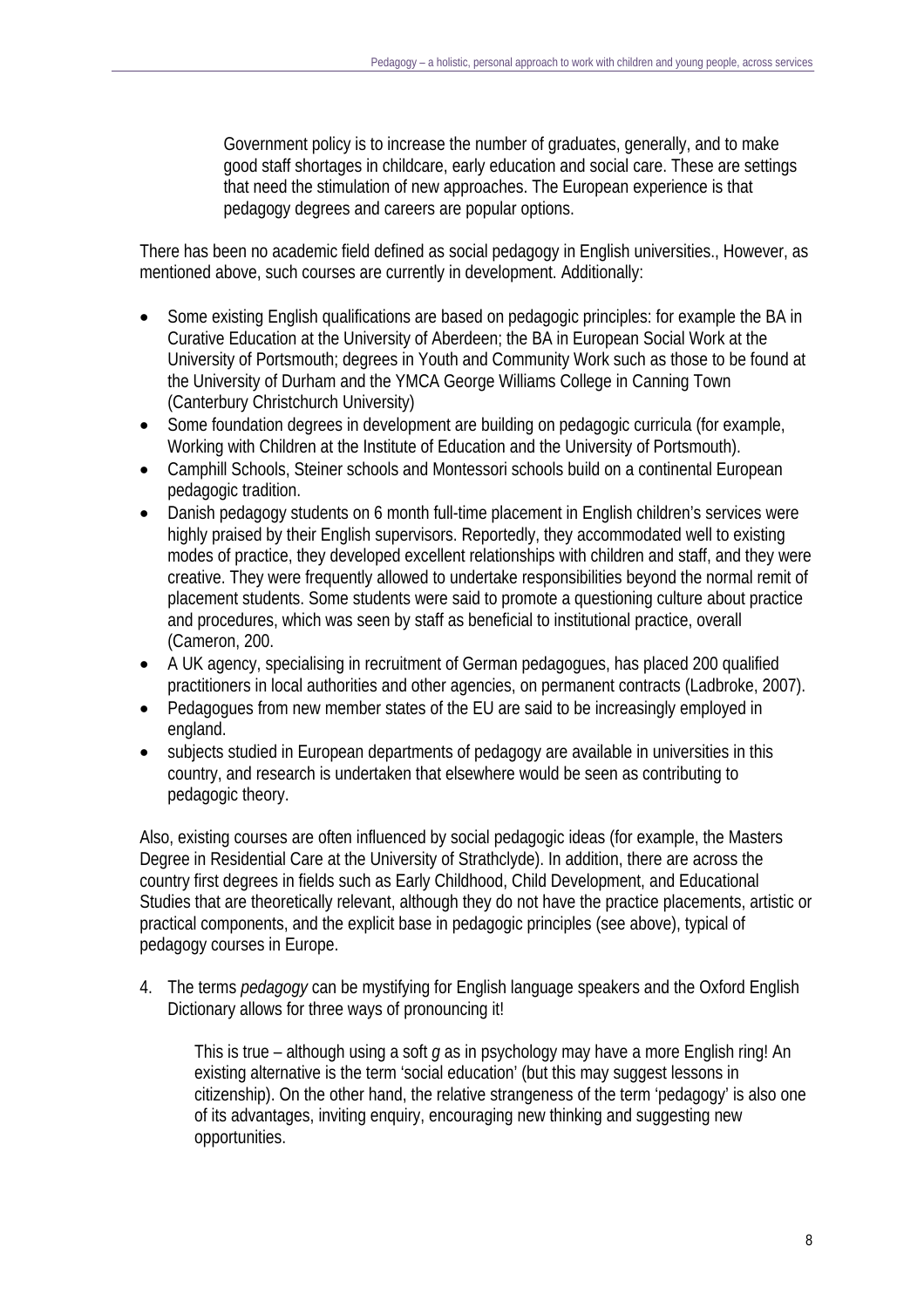Government policy is to increase the number of graduates, generally, and to make good staff shortages in childcare, early education and social care. These are settings that need the stimulation of new approaches. The European experience is that pedagogy degrees and careers are popular options.

There has been no academic field defined as social pedagogy in English universities., However, as mentioned above, such courses are currently in development. Additionally:

- Some existing English qualifications are based on pedagogic principles: for example the BA in Curative Education at the University of Aberdeen; the BA in European Social Work at the University of Portsmouth; degrees in Youth and Community Work such as those to be found at the University of Durham and the YMCA George Williams College in Canning Town (Canterbury Christchurch University)
- Some foundation degrees in development are building on pedagogic curricula (for example, Working with Children at the Institute of Education and the University of Portsmouth).
- Camphill Schools, Steiner schools and Montessori schools build on a continental European pedagogic tradition.
- Danish pedagogy students on 6 month full-time placement in English children's services were highly praised by their English supervisors. Reportedly, they accommodated well to existing modes of practice, they developed excellent relationships with children and staff, and they were creative. They were frequently allowed to undertake responsibilities beyond the normal remit of placement students. Some students were said to promote a questioning culture about practice and procedures, which was seen by staff as beneficial to institutional practice, overall (Cameron, 200.
- A UK agency, specialising in recruitment of German pedagogues, has placed 200 qualified practitioners in local authorities and other agencies, on permanent contracts (Ladbroke, 2007).
- Pedagogues from new member states of the EU are said to be increasingly employed in england.
- subjects studied in European departments of pedagogy are available in universities in this country, and research is undertaken that elsewhere would be seen as contributing to pedagogic theory.

Also, existing courses are often influenced by social pedagogic ideas (for example, the Masters Degree in Residential Care at the University of Strathclyde). In addition, there are across the country first degrees in fields such as Early Childhood, Child Development, and Educational Studies that are theoretically relevant, although they do not have the practice placements, artistic or practical components, and the explicit base in pedagogic principles (see above), typical of pedagogy courses in Europe.

4. The terms *pedagogy* can be mystifying for English language speakers and the Oxford English Dictionary allows for three ways of pronouncing it!

   This is true – although using a soft *g* as in psychology may have a more English ring! An existing alternative is the term 'social education' (but this may suggest lessons in citizenship). On the other hand, the relative strangeness of the term 'pedagogy' is also one of its advantages, inviting enquiry, encouraging new thinking and suggesting new opportunities.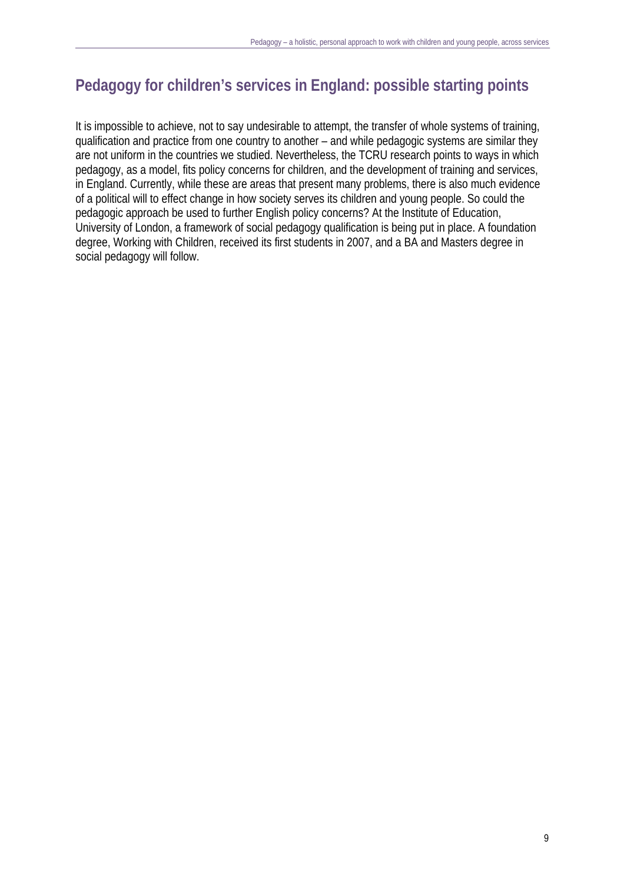## Pedagogy for children's services in England: possible starting points

It is impossible to achieve, not to say undesirable to attempt, the transfer of whole systems of training, qualification and practice from one country to another – and while pedagogic systems are similar they are not uniform in the countries we studied. Nevertheless, the TCRU research points to ways in which pedagogy, as a model, fits policy concerns for children, and the development of training and services, in England. Currently, while these are areas that present many problems, there is also much evidence of a political will to effect change in how society serves its children and young people. So could the pedagogic approach be used to further English policy concerns? At the Institute of Education, University of London, a framework of social pedagogy qualification is being put in place. A foundation degree, Working with Children, received its first students in 2007, and a BA and Masters degree in social pedagogy will follow.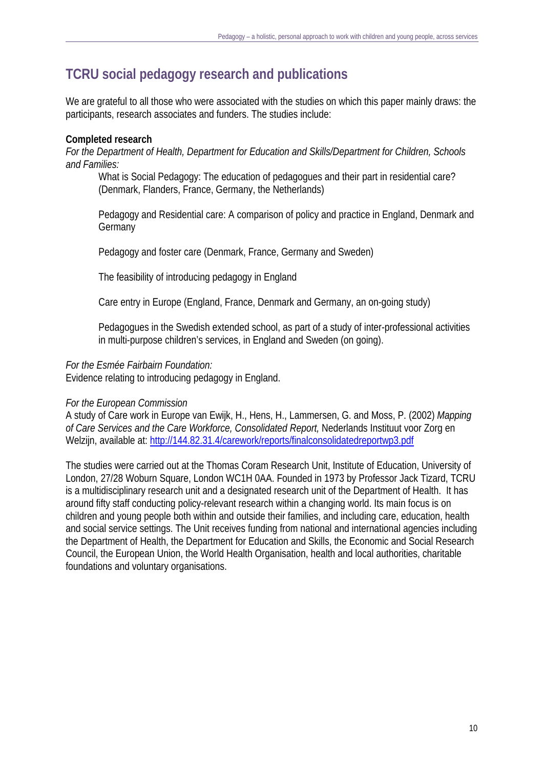## TCRU social pedagogy research and publications

We are grateful to all those who were associated with the studies on which this paper mainly draws: the participants, research associates and funders. The studies include:

**Completed research**

*For the Department of Health, Department for Education and Skills/Department for Children, Schools and Families:*

> What is Social Pedagogy: The education of pedagogues and their part in residential care? (Denmark, Flanders, France, Germany, the Netherlands)
>
> Pedagogy and Residential care: A comparison of policy and practice in England, Denmark and Germany
>
> Pedagogy and foster care (Denmark, France, Germany and Sweden)
>
> The feasibility of introducing pedagogy in England
>
> Care entry in Europe (England, France, Denmark and Germany, an on-going study)
>
> Pedagogues in the Swedish extended school, as part of a study of inter-professional activities in multi-purpose children's services, in England and Sweden (on going).

*For the Esmée Fairbairn Foundation:*
Evidence relating to introducing pedagogy in England.

*For the European Commission*
A study of Care work in Europe van Ewijk, H., Hens, H., Lammersen, G. and Moss, P. (2002) *Mapping of Care Services and the Care Workforce, Consolidated Report,* Nederlands Instituut voor Zorg en Welzijn, available at: http://144.82.31.4/carework/reports/finalconsolidatedreportwp3.pdf

The studies were carried out at the Thomas Coram Research Unit, Institute of Education, University of London, 27/28 Woburn Square, London WC1H 0AA. Founded in 1973 by Professor Jack Tizard, TCRU is a multidisciplinary research unit and a designated research unit of the Department of Health. It has around fifty staff conducting policy-relevant research within a changing world. Its main focus is on children and young people both within and outside their families, and including care, education, health and social service settings. The Unit receives funding from national and international agencies including the Department of Health, the Department for Education and Skills, the Economic and Social Research Council, the European Union, the World Health Organisation, health and local authorities, charitable foundations and voluntary organisations.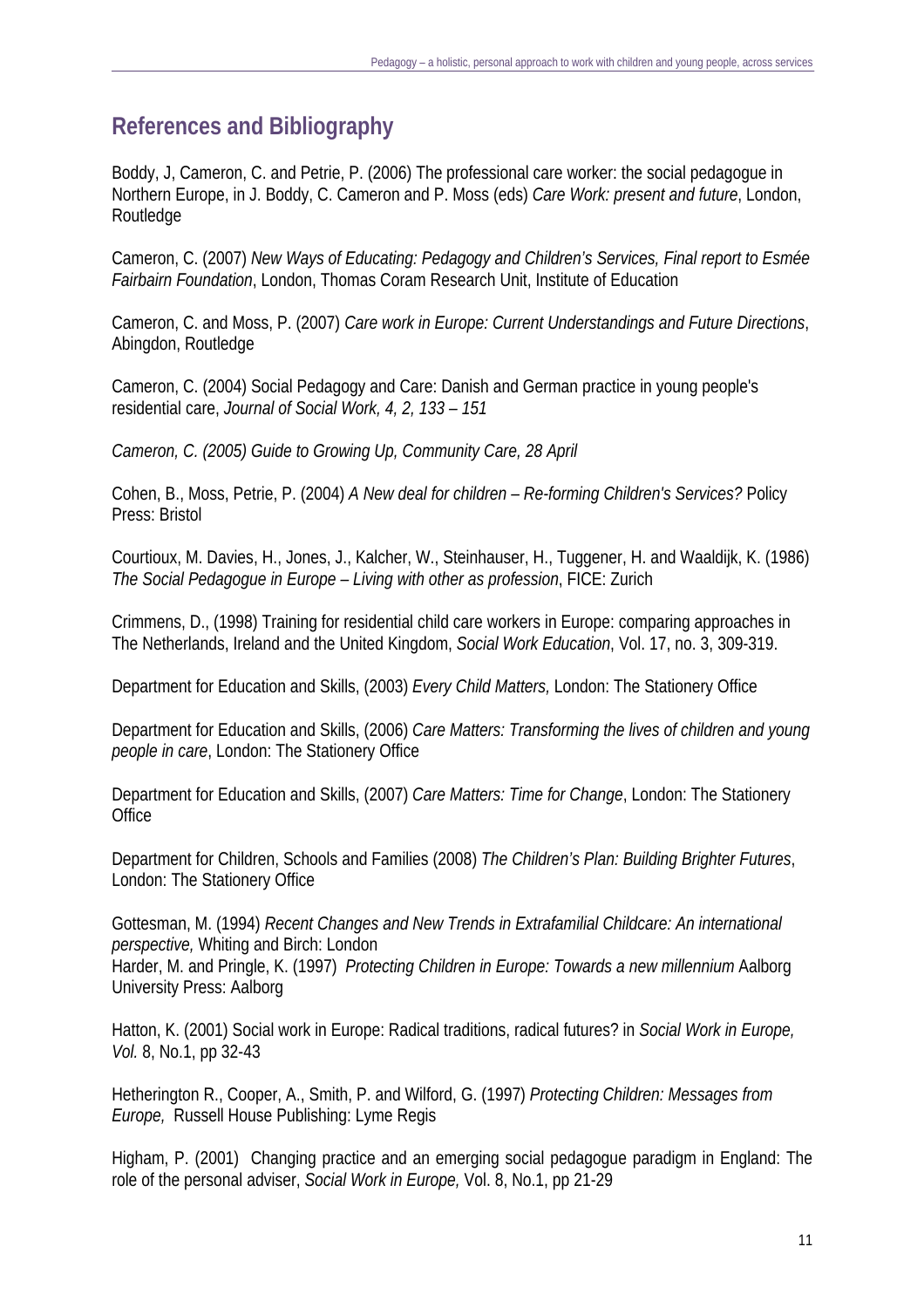## References and Bibliography

Boddy, J, Cameron, C. and Petrie, P. (2006) The professional care worker: the social pedagogue in Northern Europe, in J. Boddy, C. Cameron and P. Moss (eds) *Care Work: present and future*, London, Routledge

Cameron, C. (2007) *New Ways of Educating: Pedagogy and Children's Services, Final report to Esmée Fairbairn Foundation*, London, Thomas Coram Research Unit, Institute of Education

Cameron, C. and Moss, P. (2007) *Care work in Europe: Current Understandings and Future Directions*, Abingdon, Routledge

Cameron, C. (2004) Social Pedagogy and Care: Danish and German practice in young people's residential care, *Journal of Social Work, 4, 2, 133 – 151*

*Cameron, C. (2005) Guide to Growing Up, Community Care, 28 April*

Cohen, B., Moss, Petrie, P. (2004) *A New deal for children – Re-forming Children's Services?* Policy Press: Bristol

Courtioux, M. Davies, H., Jones, J., Kalcher, W., Steinhauser, H., Tuggener, H. and Waaldijk, K. (1986) *The Social Pedagogue in Europe – Living with other as profession*, FICE: Zurich

Crimmens, D., (1998) Training for residential child care workers in Europe: comparing approaches in The Netherlands, Ireland and the United Kingdom, *Social Work Education*, Vol. 17, no. 3, 309-319.

Department for Education and Skills, (2003) *Every Child Matters*, London: The Stationery Office

Department for Education and Skills, (2006) *Care Matters: Transforming the lives of children and young people in care*, London: The Stationery Office

Department for Education and Skills, (2007) *Care Matters: Time for Change*, London: The Stationery Office

Department for Children, Schools and Families (2008) *The Children's Plan: Building Brighter Futures*, London: The Stationery Office

Gottesman, M. (1994) *Recent Changes and New Trends in Extrafamilial Childcare: An international perspective,* Whiting and Birch: London

Harder, M. and Pringle, K. (1997) *Protecting Children in Europe: Towards a new millennium* Aalborg University Press: Aalborg

Hatton, K. (2001) Social work in Europe: Radical traditions, radical futures? in *Social Work in Europe, Vol.* 8, No.1, pp 32-43

Hetherington R., Cooper, A., Smith, P. and Wilford, G. (1997) *Protecting Children: Messages from Europe,* Russell House Publishing: Lyme Regis

Higham, P. (2001) Changing practice and an emerging social pedagogue paradigm in England: The role of the personal adviser, *Social Work in Europe,* Vol. 8, No.1, pp 21-29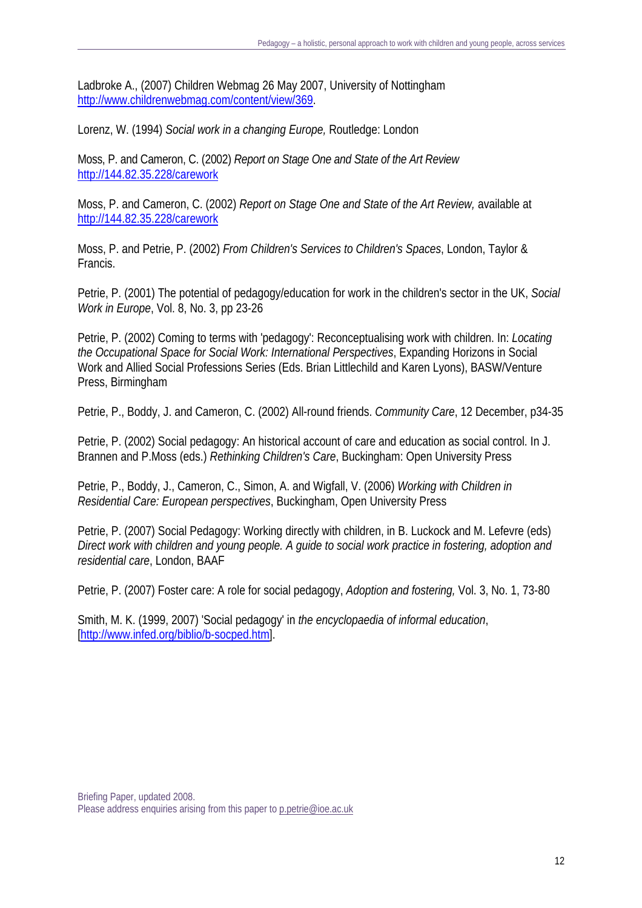Ladbroke A., (2007) Children Webmag 26 May 2007, University of Nottingham http://www.childrenwebmag.com/content/view/369.

Lorenz, W. (1994) *Social work in a changing Europe,* Routledge: London

Moss, P. and Cameron, C. (2002) *Report on Stage One and State of the Art Review* http://144.82.35.228/carework

Moss, P. and Cameron, C. (2002) *Report on Stage One and State of the Art Review,* available at http://144.82.35.228/carework

Moss, P. and Petrie, P. (2002) *From Children's Services to Children's Spaces*, London, Taylor & Francis.

Petrie, P. (2001) The potential of pedagogy/education for work in the children's sector in the UK, *Social Work in Europe*, Vol. 8, No. 3, pp 23-26

Petrie, P. (2002) Coming to terms with 'pedagogy': Reconceptualising work with children. In: *Locating the Occupational Space for Social Work: International Perspectives*, Expanding Horizons in Social Work and Allied Social Professions Series (Eds. Brian Littlechild and Karen Lyons), BASW/Venture Press, Birmingham

Petrie, P., Boddy, J. and Cameron, C. (2002) All-round friends. *Community Care*, 12 December, p34-35

Petrie, P. (2002) Social pedagogy: An historical account of care and education as social control. In J. Brannen and P.Moss (eds.) *Rethinking Children's Care*, Buckingham: Open University Press

Petrie, P., Boddy, J., Cameron, C., Simon, A. and Wigfall, V. (2006) *Working with Children in Residential Care: European perspectives*, Buckingham, Open University Press

Petrie, P. (2007) Social Pedagogy: Working directly with children, in B. Luckock and M. Lefevre (eds) *Direct work with children and young people. A guide to social work practice in fostering, adoption and residential care*, London, BAAF

Petrie, P. (2007) Foster care: A role for social pedagogy, *Adoption and fostering,* Vol. 3, No. 1, 73-80

Smith, M. K. (1999, 2007) 'Social pedagogy' in *the encyclopaedia of informal education*, [http://www.infed.org/biblio/b-socped.htm].

Briefing Paper, updated 2008.
Please address enquiries arising from this paper to p.petrie@ioe.ac.uk